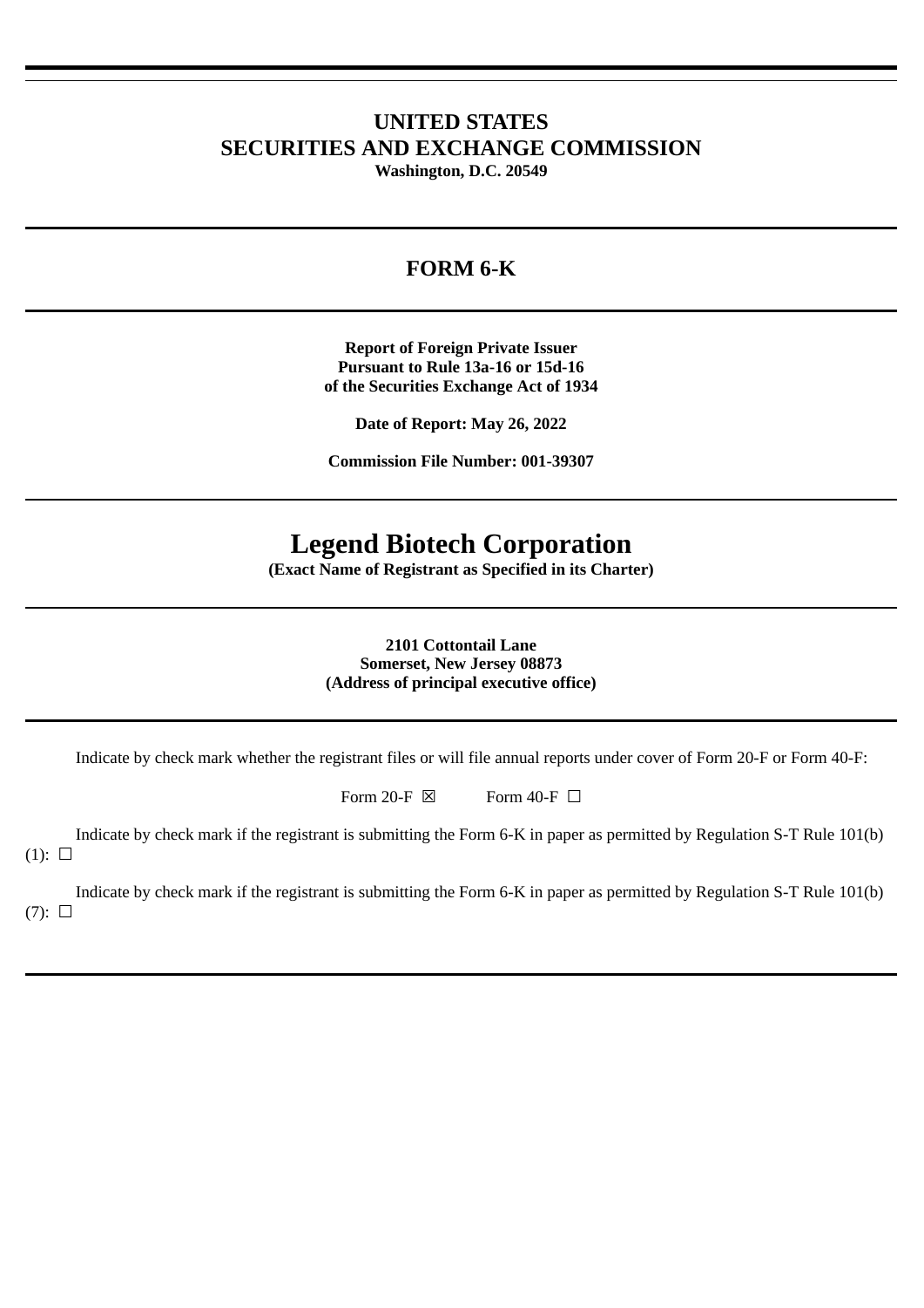# UNITED STATES
# SECURITIES AND EXCHANGE COMMISSION

**Washington, D.C. 20549**

---

## FORM 6-K

---

**Report of Foreign Private Issuer**
**Pursuant to Rule 13a-16 or 15d-16**
**of the Securities Exchange Act of 1934**

**Date of Report: May 26, 2022**

**Commission File Number: 001-39307**

---

# Legend Biotech Corporation

**(Exact Name of Registrant as Specified in its Charter)**

---

**2101 Cottontail Lane**
**Somerset, New Jersey 08873**
**(Address of principal executive office)**

---

Indicate by check mark whether the registrant files or will file annual reports under cover of Form 20-F or Form 40-F:

Form 20-F ☒ Form 40-F ☐

Indicate by check mark if the registrant is submitting the Form 6-K in paper as permitted by Regulation S-T Rule 101(b)(1): ☐

Indicate by check mark if the registrant is submitting the Form 6-K in paper as permitted by Regulation S-T Rule 101(b)(7): ☐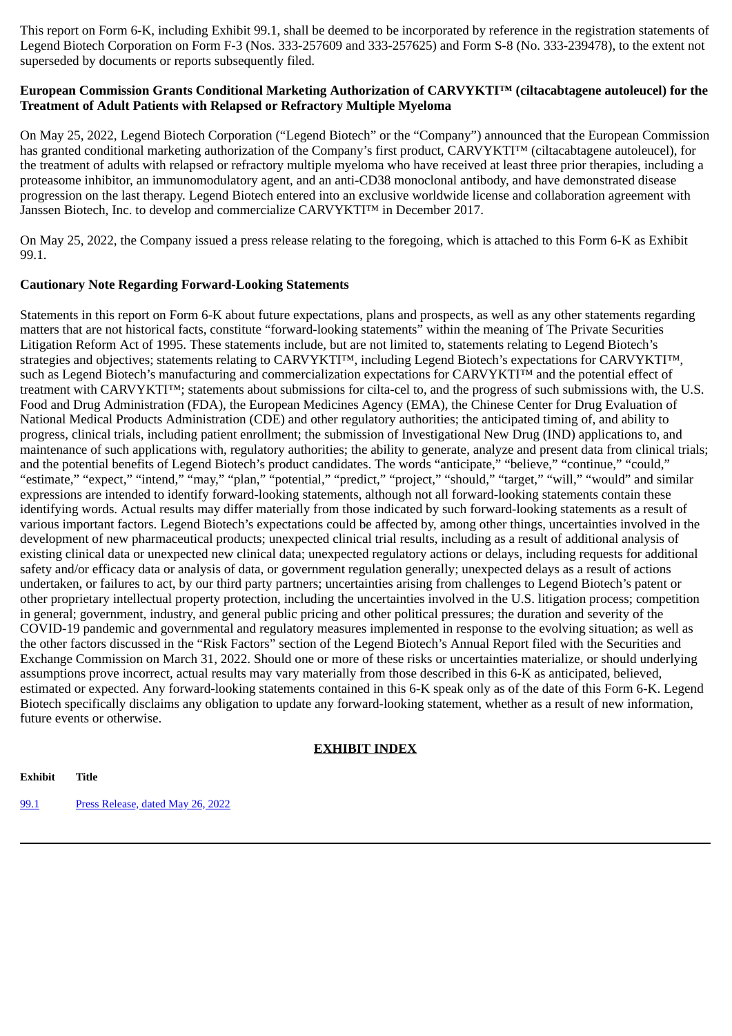This report on Form 6-K, including Exhibit 99.1, shall be deemed to be incorporated by reference in the registration statements of Legend Biotech Corporation on Form F-3 (Nos. 333-257609 and 333-257625) and Form S-8 (No. 333-239478), to the extent not superseded by documents or reports subsequently filed.

**European Commission Grants Conditional Marketing Authorization of CARVYKTI™ (ciltacabtagene autoleucel) for the Treatment of Adult Patients with Relapsed or Refractory Multiple Myeloma**

On May 25, 2022, Legend Biotech Corporation ("Legend Biotech" or the "Company") announced that the European Commission has granted conditional marketing authorization of the Company's first product, CARVYKTI™ (ciltacabtagene autoleucel), for the treatment of adults with relapsed or refractory multiple myeloma who have received at least three prior therapies, including a proteasome inhibitor, an immunomodulatory agent, and an anti-CD38 monoclonal antibody, and have demonstrated disease progression on the last therapy. Legend Biotech entered into an exclusive worldwide license and collaboration agreement with Janssen Biotech, Inc. to develop and commercialize CARVYKTI™ in December 2017.

On May 25, 2022, the Company issued a press release relating to the foregoing, which is attached to this Form 6-K as Exhibit 99.1.

**Cautionary Note Regarding Forward-Looking Statements**

Statements in this report on Form 6-K about future expectations, plans and prospects, as well as any other statements regarding matters that are not historical facts, constitute "forward-looking statements" within the meaning of The Private Securities Litigation Reform Act of 1995. These statements include, but are not limited to, statements relating to Legend Biotech's strategies and objectives; statements relating to CARVYKTI™, including Legend Biotech's expectations for CARVYKTI™, such as Legend Biotech's manufacturing and commercialization expectations for CARVYKTI™ and the potential effect of treatment with CARVYKTI™; statements about submissions for cilta-cel to, and the progress of such submissions with, the U.S. Food and Drug Administration (FDA), the European Medicines Agency (EMA), the Chinese Center for Drug Evaluation of National Medical Products Administration (CDE) and other regulatory authorities; the anticipated timing of, and ability to progress, clinical trials, including patient enrollment; the submission of Investigational New Drug (IND) applications to, and maintenance of such applications with, regulatory authorities; the ability to generate, analyze and present data from clinical trials; and the potential benefits of Legend Biotech's product candidates. The words "anticipate," "believe," "continue," "could," "estimate," "expect," "intend," "may," "plan," "potential," "predict," "project," "should," "target," "will," "would" and similar expressions are intended to identify forward-looking statements, although not all forward-looking statements contain these identifying words. Actual results may differ materially from those indicated by such forward-looking statements as a result of various important factors. Legend Biotech's expectations could be affected by, among other things, uncertainties involved in the development of new pharmaceutical products; unexpected clinical trial results, including as a result of additional analysis of existing clinical data or unexpected new clinical data; unexpected regulatory actions or delays, including requests for additional safety and/or efficacy data or analysis of data, or government regulation generally; unexpected delays as a result of actions undertaken, or failures to act, by our third party partners; uncertainties arising from challenges to Legend Biotech's patent or other proprietary intellectual property protection, including the uncertainties involved in the U.S. litigation process; competition in general; government, industry, and general public pricing and other political pressures; the duration and severity of the COVID-19 pandemic and governmental and regulatory measures implemented in response to the evolving situation; as well as the other factors discussed in the "Risk Factors" section of the Legend Biotech's Annual Report filed with the Securities and Exchange Commission on March 31, 2022. Should one or more of these risks or uncertainties materialize, or should underlying assumptions prove incorrect, actual results may vary materially from those described in this 6-K as anticipated, believed, estimated or expected. Any forward-looking statements contained in this 6-K speak only as of the date of this Form 6-K. Legend Biotech specifically disclaims any obligation to update any forward-looking statement, whether as a result of new information, future events or otherwise.

## EXHIBIT INDEX

| Exhibit | Title |
|---|---|
| 99.1 | Press Release, dated May 26, 2022 |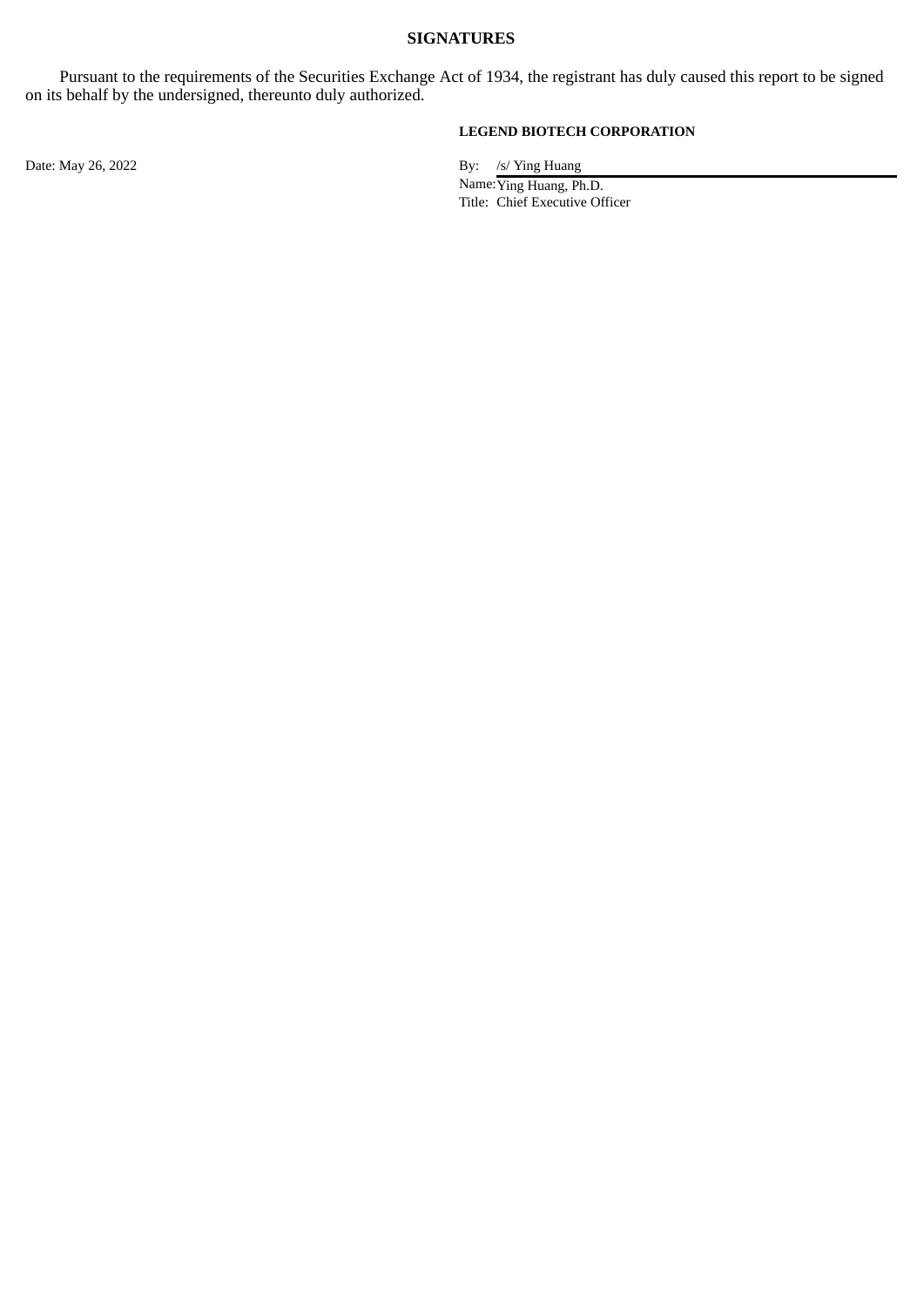## SIGNATURES

Pursuant to the requirements of the Securities Exchange Act of 1934, the registrant has duly caused this report to be signed on its behalf by the undersigned, thereunto duly authorized.

**LEGEND BIOTECH CORPORATION**

Date: May 26, 2022

By: /s/ Ying Huang
Name: Ying Huang, Ph.D.
Title: Chief Executive Officer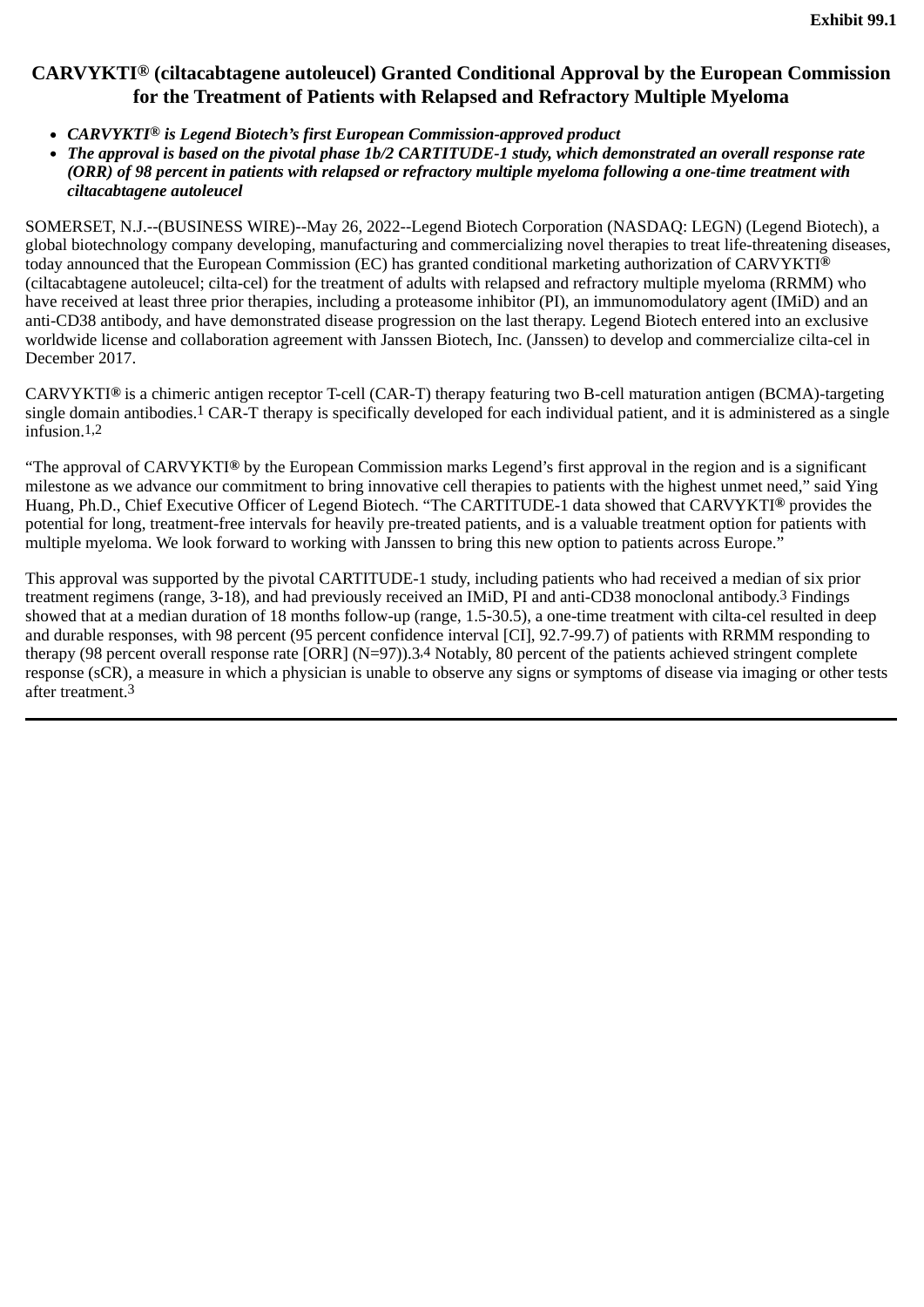**Exhibit 99.1**

# CARVYKTI® (ciltacabtagene autoleucel) Granted Conditional Approval by the European Commission for the Treatment of Patients with Relapsed and Refractory Multiple Myeloma

- ***CARVYKTI® is Legend Biotech's first European Commission-approved product***
- ***The approval is based on the pivotal phase 1b/2 CARTITUDE-1 study, which demonstrated an overall response rate (ORR) of 98 percent in patients with relapsed or refractory multiple myeloma following a one-time treatment with ciltacabtagene autoleucel***

SOMERSET, N.J.--(BUSINESS WIRE)--May 26, 2022--Legend Biotech Corporation (NASDAQ: LEGN) (Legend Biotech), a global biotechnology company developing, manufacturing and commercializing novel therapies to treat life-threatening diseases, today announced that the European Commission (EC) has granted conditional marketing authorization of CARVYKTI® (ciltacabtagene autoleucel; cilta-cel) for the treatment of adults with relapsed and refractory multiple myeloma (RRMM) who have received at least three prior therapies, including a proteasome inhibitor (PI), an immunomodulatory agent (IMiD) and an anti-CD38 antibody, and have demonstrated disease progression on the last therapy. Legend Biotech entered into an exclusive worldwide license and collaboration agreement with Janssen Biotech, Inc. (Janssen) to develop and commercialize cilta-cel in December 2017.

CARVYKTI® is a chimeric antigen receptor T-cell (CAR-T) therapy featuring two B-cell maturation antigen (BCMA)-targeting single domain antibodies.[1] CAR-T therapy is specifically developed for each individual patient, and it is administered as a single infusion.[1,2]

"The approval of CARVYKTI® by the European Commission marks Legend's first approval in the region and is a significant milestone as we advance our commitment to bring innovative cell therapies to patients with the highest unmet need," said Ying Huang, Ph.D., Chief Executive Officer of Legend Biotech. "The CARTITUDE-1 data showed that CARVYKTI® provides the potential for long, treatment-free intervals for heavily pre-treated patients, and is a valuable treatment option for patients with multiple myeloma. We look forward to working with Janssen to bring this new option to patients across Europe."

This approval was supported by the pivotal CARTITUDE-1 study, including patients who had received a median of six prior treatment regimens (range, 3-18), and had previously received an IMiD, PI and anti-CD38 monoclonal antibody.[3] Findings showed that at a median duration of 18 months follow-up (range, 1.5-30.5), a one-time treatment with cilta-cel resulted in deep and durable responses, with 98 percent (95 percent confidence interval [CI], 92.7-99.7) of patients with RRMM responding to therapy (98 percent overall response rate [ORR] (N=97)).[3,4] Notably, 80 percent of the patients achieved stringent complete response (sCR), a measure in which a physician is unable to observe any signs or symptoms of disease via imaging or other tests after treatment.[3]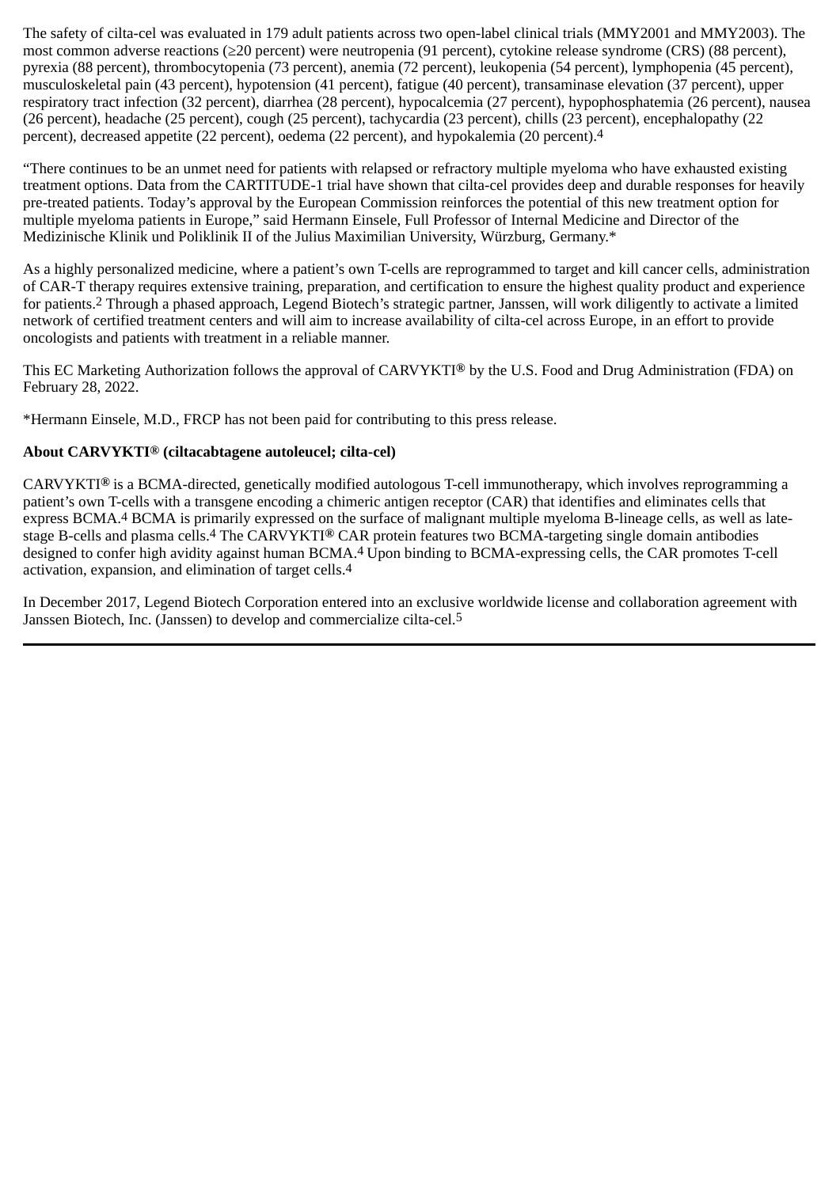The safety of cilta-cel was evaluated in 179 adult patients across two open-label clinical trials (MMY2001 and MMY2003). The most common adverse reactions (≥20 percent) were neutropenia (91 percent), cytokine release syndrome (CRS) (88 percent), pyrexia (88 percent), thrombocytopenia (73 percent), anemia (72 percent), leukopenia (54 percent), lymphopenia (45 percent), musculoskeletal pain (43 percent), hypotension (41 percent), fatigue (40 percent), transaminase elevation (37 percent), upper respiratory tract infection (32 percent), diarrhea (28 percent), hypocalcemia (27 percent), hypophosphatemia (26 percent), nausea (26 percent), headache (25 percent), cough (25 percent), tachycardia (23 percent), chills (23 percent), encephalopathy (22 percent), decreased appetite (22 percent), oedema (22 percent), and hypokalemia (20 percent).[4]

"There continues to be an unmet need for patients with relapsed or refractory multiple myeloma who have exhausted existing treatment options. Data from the CARTITUDE-1 trial have shown that cilta-cel provides deep and durable responses for heavily pre-treated patients. Today's approval by the European Commission reinforces the potential of this new treatment option for multiple myeloma patients in Europe," said Hermann Einsele, Full Professor of Internal Medicine and Director of the Medizinische Klinik und Poliklinik II of the Julius Maximilian University, Würzburg, Germany.*

As a highly personalized medicine, where a patient's own T-cells are reprogrammed to target and kill cancer cells, administration of CAR-T therapy requires extensive training, preparation, and certification to ensure the highest quality product and experience for patients.[2] Through a phased approach, Legend Biotech's strategic partner, Janssen, will work diligently to activate a limited network of certified treatment centers and will aim to increase availability of cilta-cel across Europe, in an effort to provide oncologists and patients with treatment in a reliable manner.

This EC Marketing Authorization follows the approval of CARVYKTI® by the U.S. Food and Drug Administration (FDA) on February 28, 2022.

*Hermann Einsele, M.D., FRCP has not been paid for contributing to this press release.

**About CARVYKTI® (ciltacabtagene autoleucel; cilta-cel)**

CARVYKTI® is a BCMA-directed, genetically modified autologous T-cell immunotherapy, which involves reprogramming a patient's own T-cells with a transgene encoding a chimeric antigen receptor (CAR) that identifies and eliminates cells that express BCMA.[4] BCMA is primarily expressed on the surface of malignant multiple myeloma B-lineage cells, as well as late-stage B-cells and plasma cells.[4] The CARVYKTI® CAR protein features two BCMA-targeting single domain antibodies designed to confer high avidity against human BCMA.[4] Upon binding to BCMA-expressing cells, the CAR promotes T-cell activation, expansion, and elimination of target cells.[4]

In December 2017, Legend Biotech Corporation entered into an exclusive worldwide license and collaboration agreement with Janssen Biotech, Inc. (Janssen) to develop and commercialize cilta-cel.[5]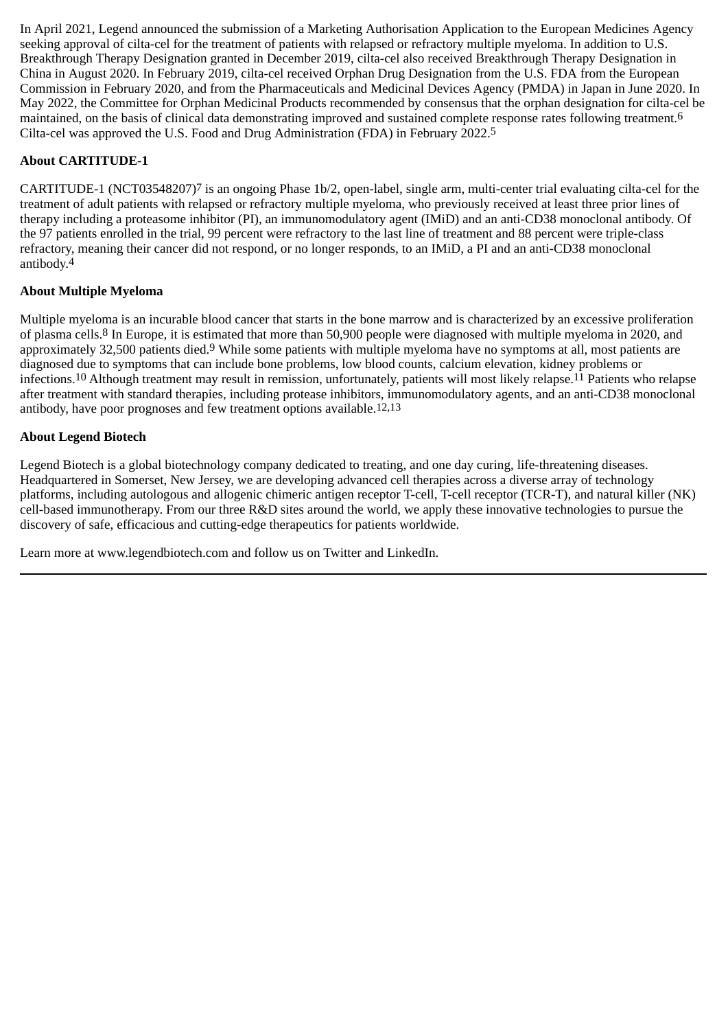In April 2021, Legend announced the submission of a Marketing Authorisation Application to the European Medicines Agency seeking approval of cilta-cel for the treatment of patients with relapsed or refractory multiple myeloma. In addition to U.S. Breakthrough Therapy Designation granted in December 2019, cilta-cel also received Breakthrough Therapy Designation in China in August 2020. In February 2019, cilta-cel received Orphan Drug Designation from the U.S. FDA from the European Commission in February 2020, and from the Pharmaceuticals and Medicinal Devices Agency (PMDA) in Japan in June 2020. In May 2022, the Committee for Orphan Medicinal Products recommended by consensus that the orphan designation for cilta-cel be maintained, on the basis of clinical data demonstrating improved and sustained complete response rates following treatment.[6] Cilta-cel was approved the U.S. Food and Drug Administration (FDA) in February 2022.[5]

**About CARTITUDE-1**

CARTITUDE-1 (NCT03548207)[7] is an ongoing Phase 1b/2, open-label, single arm, multi-center trial evaluating cilta-cel for the treatment of adult patients with relapsed or refractory multiple myeloma, who previously received at least three prior lines of therapy including a proteasome inhibitor (PI), an immunomodulatory agent (IMiD) and an anti-CD38 monoclonal antibody. Of the 97 patients enrolled in the trial, 99 percent were refractory to the last line of treatment and 88 percent were triple-class refractory, meaning their cancer did not respond, or no longer responds, to an IMiD, a PI and an anti-CD38 monoclonal antibody.[4]

**About Multiple Myeloma**

Multiple myeloma is an incurable blood cancer that starts in the bone marrow and is characterized by an excessive proliferation of plasma cells.[8] In Europe, it is estimated that more than 50,900 people were diagnosed with multiple myeloma in 2020, and approximately 32,500 patients died.[9] While some patients with multiple myeloma have no symptoms at all, most patients are diagnosed due to symptoms that can include bone problems, low blood counts, calcium elevation, kidney problems or infections.[10] Although treatment may result in remission, unfortunately, patients will most likely relapse.[11] Patients who relapse after treatment with standard therapies, including protease inhibitors, immunomodulatory agents, and an anti-CD38 monoclonal antibody, have poor prognoses and few treatment options available.[12,13]

**About Legend Biotech**

Legend Biotech is a global biotechnology company dedicated to treating, and one day curing, life-threatening diseases. Headquartered in Somerset, New Jersey, we are developing advanced cell therapies across a diverse array of technology platforms, including autologous and allogenic chimeric antigen receptor T-cell, T-cell receptor (TCR-T), and natural killer (NK) cell-based immunotherapy. From our three R&D sites around the world, we apply these innovative technologies to pursue the discovery of safe, efficacious and cutting-edge therapeutics for patients worldwide.

Learn more at www.legendbiotech.com and follow us on Twitter and LinkedIn.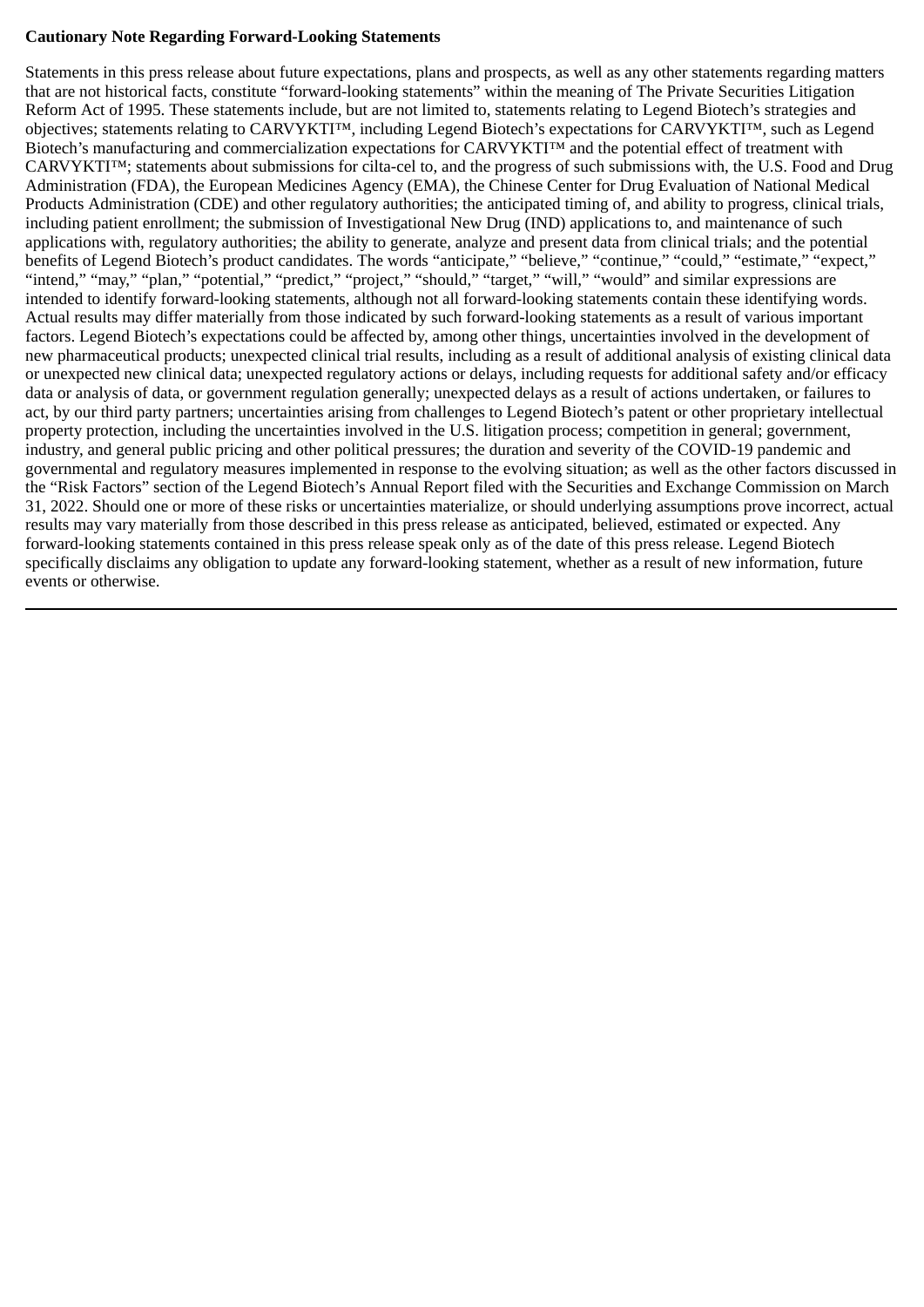**Cautionary Note Regarding Forward-Looking Statements**

Statements in this press release about future expectations, plans and prospects, as well as any other statements regarding matters that are not historical facts, constitute "forward-looking statements" within the meaning of The Private Securities Litigation Reform Act of 1995. These statements include, but are not limited to, statements relating to Legend Biotech's strategies and objectives; statements relating to CARVYKTI™, including Legend Biotech's expectations for CARVYKTI™, such as Legend Biotech's manufacturing and commercialization expectations for CARVYKTI™ and the potential effect of treatment with CARVYKTI™; statements about submissions for cilta-cel to, and the progress of such submissions with, the U.S. Food and Drug Administration (FDA), the European Medicines Agency (EMA), the Chinese Center for Drug Evaluation of National Medical Products Administration (CDE) and other regulatory authorities; the anticipated timing of, and ability to progress, clinical trials, including patient enrollment; the submission of Investigational New Drug (IND) applications to, and maintenance of such applications with, regulatory authorities; the ability to generate, analyze and present data from clinical trials; and the potential benefits of Legend Biotech's product candidates. The words "anticipate," "believe," "continue," "could," "estimate," "expect," "intend," "may," "plan," "potential," "predict," "project," "should," "target," "will," "would" and similar expressions are intended to identify forward-looking statements, although not all forward-looking statements contain these identifying words. Actual results may differ materially from those indicated by such forward-looking statements as a result of various important factors. Legend Biotech's expectations could be affected by, among other things, uncertainties involved in the development of new pharmaceutical products; unexpected clinical trial results, including as a result of additional analysis of existing clinical data or unexpected new clinical data; unexpected regulatory actions or delays, including requests for additional safety and/or efficacy data or analysis of data, or government regulation generally; unexpected delays as a result of actions undertaken, or failures to act, by our third party partners; uncertainties arising from challenges to Legend Biotech's patent or other proprietary intellectual property protection, including the uncertainties involved in the U.S. litigation process; competition in general; government, industry, and general public pricing and other political pressures; the duration and severity of the COVID-19 pandemic and governmental and regulatory measures implemented in response to the evolving situation; as well as the other factors discussed in the "Risk Factors" section of the Legend Biotech's Annual Report filed with the Securities and Exchange Commission on March 31, 2022. Should one or more of these risks or uncertainties materialize, or should underlying assumptions prove incorrect, actual results may vary materially from those described in this press release as anticipated, believed, estimated or expected. Any forward-looking statements contained in this press release speak only as of the date of this press release. Legend Biotech specifically disclaims any obligation to update any forward-looking statement, whether as a result of new information, future events or otherwise.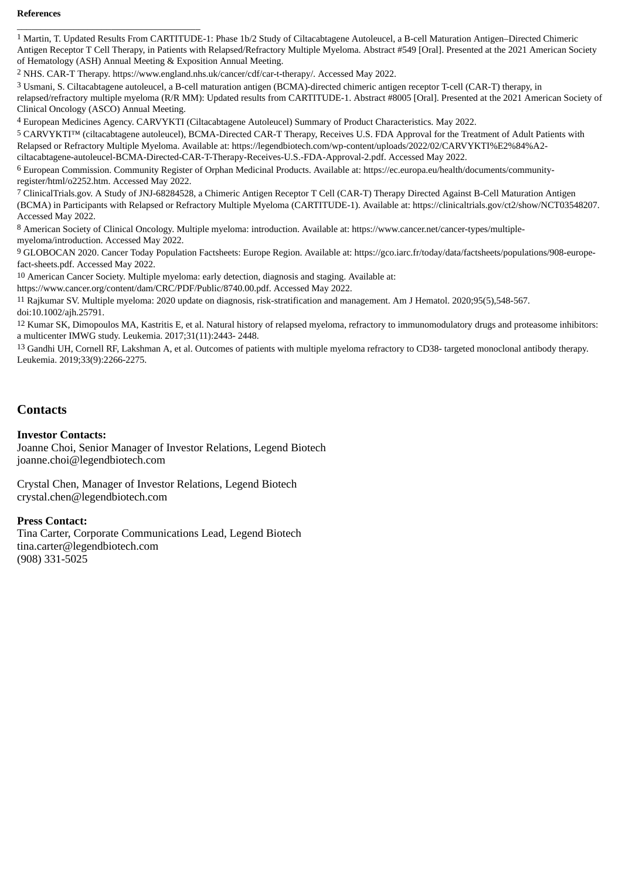**References**

---

[1] Martin, T. Updated Results From CARTITUDE-1: Phase 1b/2 Study of Ciltacabtagene Autoleucel, a B-cell Maturation Antigen–Directed Chimeric Antigen Receptor T Cell Therapy, in Patients with Relapsed/Refractory Multiple Myeloma. Abstract #549 [Oral]. Presented at the 2021 American Society of Hematology (ASH) Annual Meeting & Exposition Annual Meeting.

[2] NHS. CAR-T Therapy. https://www.england.nhs.uk/cancer/cdf/car-t-therapy/. Accessed May 2022.

[3] Usmani, S. Ciltacabtagene autoleucel, a B-cell maturation antigen (BCMA)-directed chimeric antigen receptor T-cell (CAR-T) therapy, in relapsed/refractory multiple myeloma (R/R MM): Updated results from CARTITUDE-1. Abstract #8005 [Oral]. Presented at the 2021 American Society of Clinical Oncology (ASCO) Annual Meeting.

[4] European Medicines Agency. CARVYKTI (Ciltacabtagene Autoleucel) Summary of Product Characteristics. May 2022.

[5] CARVYKTI™ (ciltacabtagene autoleucel), BCMA-Directed CAR-T Therapy, Receives U.S. FDA Approval for the Treatment of Adult Patients with Relapsed or Refractory Multiple Myeloma. Available at: https://legendbiotech.com/wp-content/uploads/2022/02/CARVYKTI%E2%84%A2-ciltacabtagene-autoleucel-BCMA-Directed-CAR-T-Therapy-Receives-U.S.-FDA-Approval-2.pdf. Accessed May 2022.

[6] European Commission. Community Register of Orphan Medicinal Products. Available at: https://ec.europa.eu/health/documents/community-register/html/o2252.htm. Accessed May 2022.

[7] ClinicalTrials.gov. A Study of JNJ-68284528, a Chimeric Antigen Receptor T Cell (CAR-T) Therapy Directed Against B-Cell Maturation Antigen (BCMA) in Participants with Relapsed or Refractory Multiple Myeloma (CARTITUDE-1). Available at: https://clinicaltrials.gov/ct2/show/NCT03548207. Accessed May 2022.

[8] American Society of Clinical Oncology. Multiple myeloma: introduction. Available at: https://www.cancer.net/cancer-types/multiple-myeloma/introduction. Accessed May 2022.

[9] GLOBOCAN 2020. Cancer Today Population Factsheets: Europe Region. Available at: https://gco.iarc.fr/today/data/factsheets/populations/908-europe-fact-sheets.pdf. Accessed May 2022.

[10] American Cancer Society. Multiple myeloma: early detection, diagnosis and staging. Available at: https://www.cancer.org/content/dam/CRC/PDF/Public/8740.00.pdf. Accessed May 2022.

[11] Rajkumar SV. Multiple myeloma: 2020 update on diagnosis, risk-stratification and management. Am J Hematol. 2020;95(5),548-567. doi:10.1002/ajh.25791.

[12] Kumar SK, Dimopoulos MA, Kastritis E, et al. Natural history of relapsed myeloma, refractory to immunomodulatory drugs and proteasome inhibitors: a multicenter IMWG study. Leukemia. 2017;31(11):2443- 2448.

[13] Gandhi UH, Cornell RF, Lakshman A, et al. Outcomes of patients with multiple myeloma refractory to CD38- targeted monoclonal antibody therapy. Leukemia. 2019;33(9):2266-2275.

## Contacts

**Investor Contacts:**
Joanne Choi, Senior Manager of Investor Relations, Legend Biotech
joanne.choi@legendbiotech.com

Crystal Chen, Manager of Investor Relations, Legend Biotech
crystal.chen@legendbiotech.com

**Press Contact:**
Tina Carter, Corporate Communications Lead, Legend Biotech
tina.carter@legendbiotech.com
(908) 331-5025